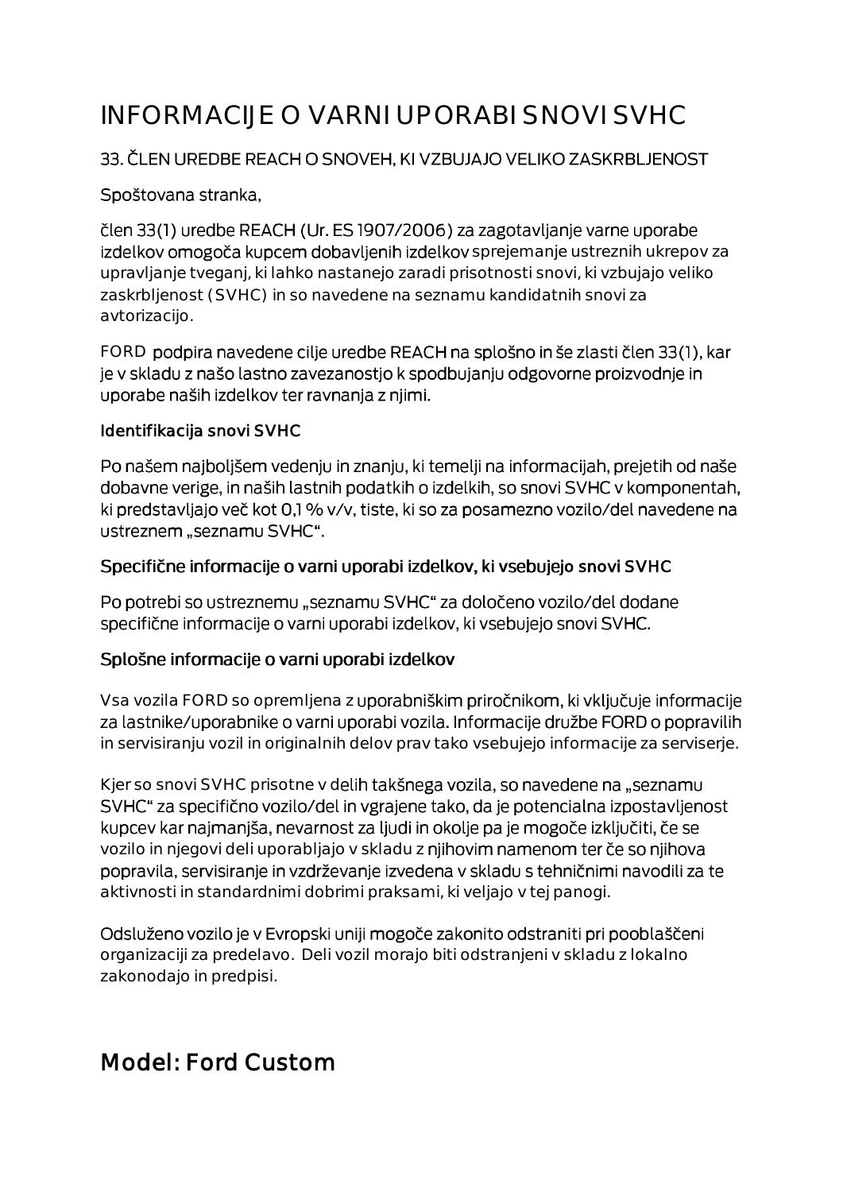# INFORMACIJE O VARNI UPORABI SNOVI SVHC

33. ČLEN UREDBE REACH O SNOVEH, KI VZBUJAJO VELIKO ZASKRBLJENOST

Spoštovana stranka,

člen 33(1) uredbe REACH (Ur. ES 1907/2006) za zagotavljanje varne uporabe izdelkov omogoča kupcem dobavljenih izdelkov sprejemanje ustreznih ukrepov za upravljanje tveganj, ki lahko nastanejo zaradi prisotnosti snovi, ki vzbujajo veliko zaskrbljenost (SVHC) in so navedene na seznamu kandidatnih snovi za avtorizacijo.

FORD podpira navedene cilje uredbe REACH na splošno in še zlasti člen 33(1), kar je v skladu z našo lastno zavezanostjo k spodbujanju odgovorne proizvodnje in uporabe naših izdelkov ter ravnanja z njimi.

### Identifikacija snovi SVHC

Po našem najboljšem vedenju in znanju, ki temelji na informacijah, prejetih od naše dobavne verige, in naših lastnih podatkih o izdelkih, so snovi SVHC v komponentah, ki predstavljajo več kot 0,1 % v/v, tiste, ki so za posamezno vozilo/del navedene na ustreznem „seznamu SVHC".

### Specifične informacije o varni uporabi izdelkov, ki vsebujejo snovi SVHC

Po potrebi so ustreznemu „seznamu SVHC" za določeno vozilo/del dodane specifične informacije o varni uporabi izdelkov, ki vsebujejo snovi SVHC.

### Splošne informacije o varni uporabi izdelkov

Vsa vozila FORD so opremljena z uporabniškim priročnikom, ki vključuje informacije za lastnike/uporabnike o varni uporabi vozila. Informacije družbe FORD o popravilih in servisiranju vozil in originalnih delov prav tako vsebujejo informacije za serviserje.

Kjer so snovi SVHC prisotne v delih takšnega vozila, so navedene na „seznamu SVHC" za specifično vozilo/del in vgrajene tako, da je potencialna izpostavljenost kupcev kar najmanjša, nevarnost za ljudi in okolje pa je mogoče izključiti, če se vozilo in njegovi deli uporabljajo v skladu z njihovim namenom ter če so njihova popravila, servisiranje in vzdrževanje izvedena v skladu s tehničnimi navodili za te aktivnosti in standardnimi dobrimi praksami, ki veljajo v tej panogi.

Odsluženo vozilo je v Evropski uniji mogoče zakonito odstraniti pri pooblaščeni organizaciji za predelavo. Deli vozil morajo biti odstranjeni v skladu z lokalno zakonodajo in predpisi.

## Model: Ford Custom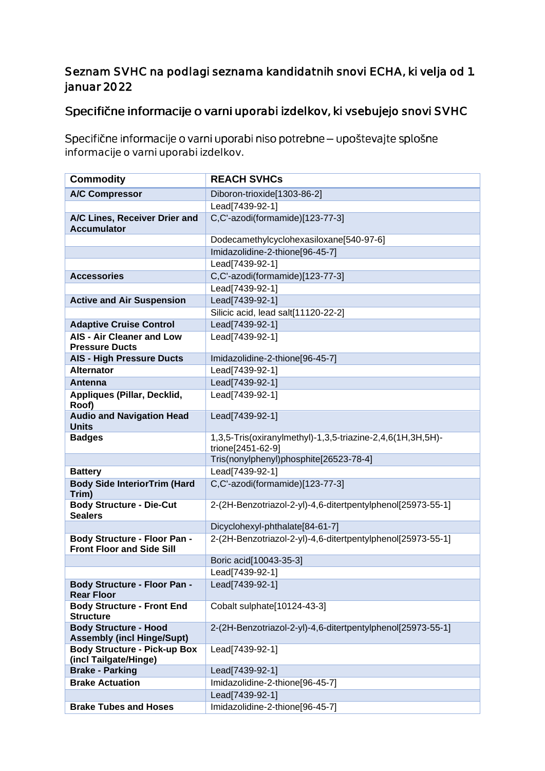## Seznam SVHC na podlagi seznama kandidatnih snovi ECHA, ki velja od 1. januar 2022

## Specifične informacije o varni uporabi izdelkov, ki vsebujejo snovi SVHC

Specifične informacije o varni uporabi niso potrebne – upoštevajte splošne informacije o varni uporabi izdelkov.

| Commodity | REACH SVHCs |
|---|---|
| **A/C Compressor** | Diboron-trioxide[1303-86-2] |
| | Lead[7439-92-1] |
| **A/C Lines, Receiver Drier and Accumulator** | C,C'-azodi(formamide)[123-77-3] |
| | Dodecamethylcyclohexasiloxane[540-97-6] |
| | Imidazolidine-2-thione[96-45-7] |
| | Lead[7439-92-1] |
| **Accessories** | C,C'-azodi(formamide)[123-77-3] |
| | Lead[7439-92-1] |
| **Active and Air Suspension** | Lead[7439-92-1] |
| | Silicic acid, lead salt[11120-22-2] |
| **Adaptive Cruise Control** | Lead[7439-92-1] |
| **AIS - Air Cleaner and Low Pressure Ducts** | Lead[7439-92-1] |
| **AIS - High Pressure Ducts** | Imidazolidine-2-thione[96-45-7] |
| **Alternator** | Lead[7439-92-1] |
| **Antenna** | Lead[7439-92-1] |
| **Appliques (Pillar, Decklid, Roof)** | Lead[7439-92-1] |
| **Audio and Navigation Head Units** | Lead[7439-92-1] |
| **Badges** | 1,3,5-Tris(oxiranylmethyl)-1,3,5-triazine-2,4,6(1H,3H,5H)-trione[2451-62-9] |
| | Tris(nonylphenyl)phosphite[26523-78-4] |
| **Battery** | Lead[7439-92-1] |
| **Body Side InteriorTrim (Hard Trim)** | C,C'-azodi(formamide)[123-77-3] |
| **Body Structure - Die-Cut Sealers** | 2-(2H-Benzotriazol-2-yl)-4,6-ditertpentylphenol[25973-55-1] |
| | Dicyclohexyl-phthalate[84-61-7] |
| **Body Structure - Floor Pan - Front Floor and Side Sill** | 2-(2H-Benzotriazol-2-yl)-4,6-ditertpentylphenol[25973-55-1] |
| | Boric acid[10043-35-3] |
| | Lead[7439-92-1] |
| **Body Structure - Floor Pan - Rear Floor** | Lead[7439-92-1] |
| **Body Structure - Front End Structure** | Cobalt sulphate[10124-43-3] |
| **Body Structure - Hood Assembly (incl Hinge/Supt)** | 2-(2H-Benzotriazol-2-yl)-4,6-ditertpentylphenol[25973-55-1] |
| **Body Structure - Pick-up Box (incl Tailgate/Hinge)** | Lead[7439-92-1] |
| **Brake - Parking** | Lead[7439-92-1] |
| **Brake Actuation** | Imidazolidine-2-thione[96-45-7] |
| | Lead[7439-92-1] |
| **Brake Tubes and Hoses** | Imidazolidine-2-thione[96-45-7] |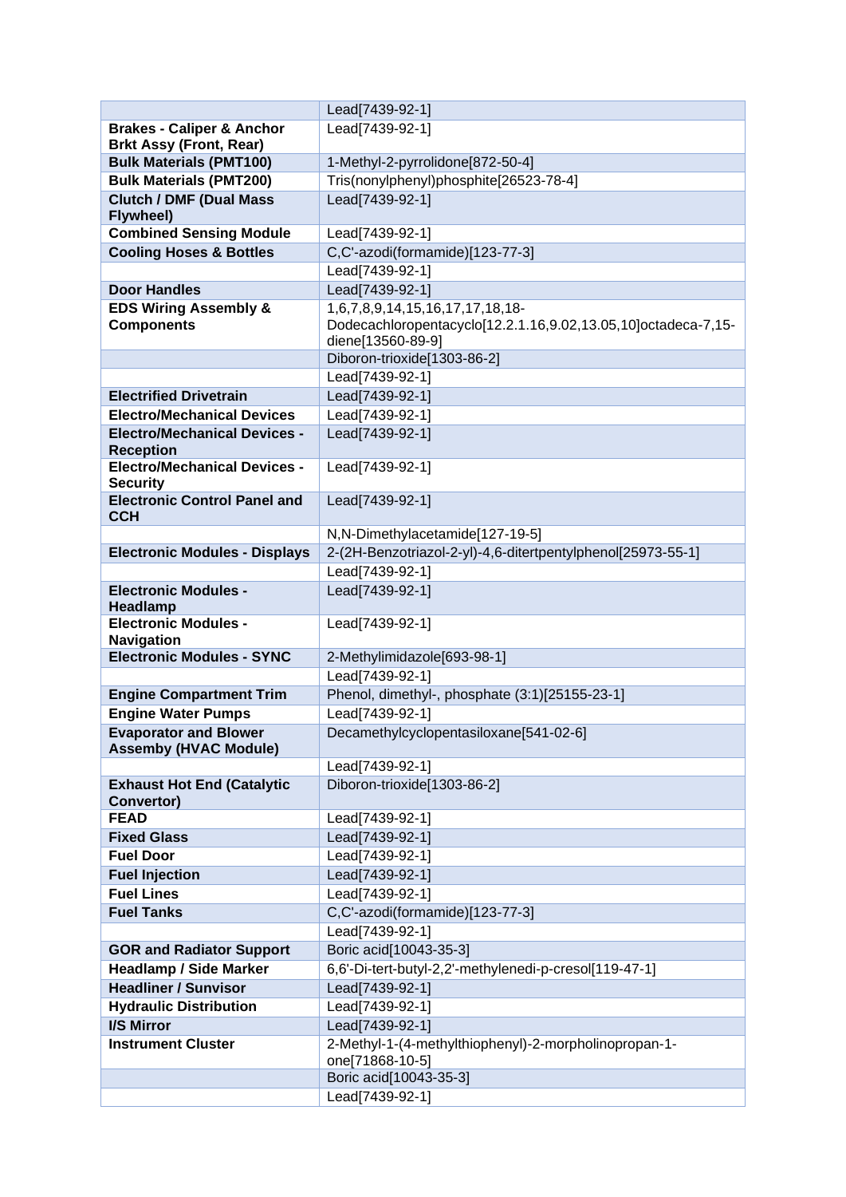| | |
|---|---|
| | Lead[7439-92-1] |
| **Brakes - Caliper & Anchor Brkt Assy (Front, Rear)** | Lead[7439-92-1] |
| **Bulk Materials (PMT100)** | 1-Methyl-2-pyrrolidone[872-50-4] |
| **Bulk Materials (PMT200)** | Tris(nonylphenyl)phosphite[26523-78-4] |
| **Clutch / DMF (Dual Mass Flywheel)** | Lead[7439-92-1] |
| **Combined Sensing Module** | Lead[7439-92-1] |
| **Cooling Hoses & Bottles** | C,C'-azodi(formamide)[123-77-3] |
| | Lead[7439-92-1] |
| **Door Handles** | Lead[7439-92-1] |
| **EDS Wiring Assembly & Components** | 1,6,7,8,9,14,15,16,17,17,18,18-Dodecachloropentacyclo[12.2.1.16,9.02,13.05,10]octadeca-7,15-diene[13560-89-9] |
| | Diboron-trioxide[1303-86-2] |
| | Lead[7439-92-1] |
| **Electrified Drivetrain** | Lead[7439-92-1] |
| **Electro/Mechanical Devices** | Lead[7439-92-1] |
| **Electro/Mechanical Devices - Reception** | Lead[7439-92-1] |
| **Electro/Mechanical Devices - Security** | Lead[7439-92-1] |
| **Electronic Control Panel and CCH** | Lead[7439-92-1] |
| | N,N-Dimethylacetamide[127-19-5] |
| **Electronic Modules - Displays** | 2-(2H-Benzotriazol-2-yl)-4,6-ditertpentylphenol[25973-55-1] |
| | Lead[7439-92-1] |
| **Electronic Modules - Headlamp** | Lead[7439-92-1] |
| **Electronic Modules - Navigation** | Lead[7439-92-1] |
| **Electronic Modules - SYNC** | 2-Methylimidazole[693-98-1] |
| | Lead[7439-92-1] |
| **Engine Compartment Trim** | Phenol, dimethyl-, phosphate (3:1)[25155-23-1] |
| **Engine Water Pumps** | Lead[7439-92-1] |
| **Evaporator and Blower Assemby (HVAC Module)** | Decamethylcyclopentasiloxane[541-02-6] |
| | Lead[7439-92-1] |
| **Exhaust Hot End (Catalytic Convertor)** | Diboron-trioxide[1303-86-2] |
| **FEAD** | Lead[7439-92-1] |
| **Fixed Glass** | Lead[7439-92-1] |
| **Fuel Door** | Lead[7439-92-1] |
| **Fuel Injection** | Lead[7439-92-1] |
| **Fuel Lines** | Lead[7439-92-1] |
| **Fuel Tanks** | C,C'-azodi(formamide)[123-77-3] |
| | Lead[7439-92-1] |
| **GOR and Radiator Support** | Boric acid[10043-35-3] |
| **Headlamp / Side Marker** | 6,6'-Di-tert-butyl-2,2'-methylenedi-p-cresol[119-47-1] |
| **Headliner / Sunvisor** | Lead[7439-92-1] |
| **Hydraulic Distribution** | Lead[7439-92-1] |
| **I/S Mirror** | Lead[7439-92-1] |
| **Instrument Cluster** | 2-Methyl-1-(4-methylthiophenyl)-2-morpholinopropan-1-one[71868-10-5] |
| | Boric acid[10043-35-3] |
| | Lead[7439-92-1] |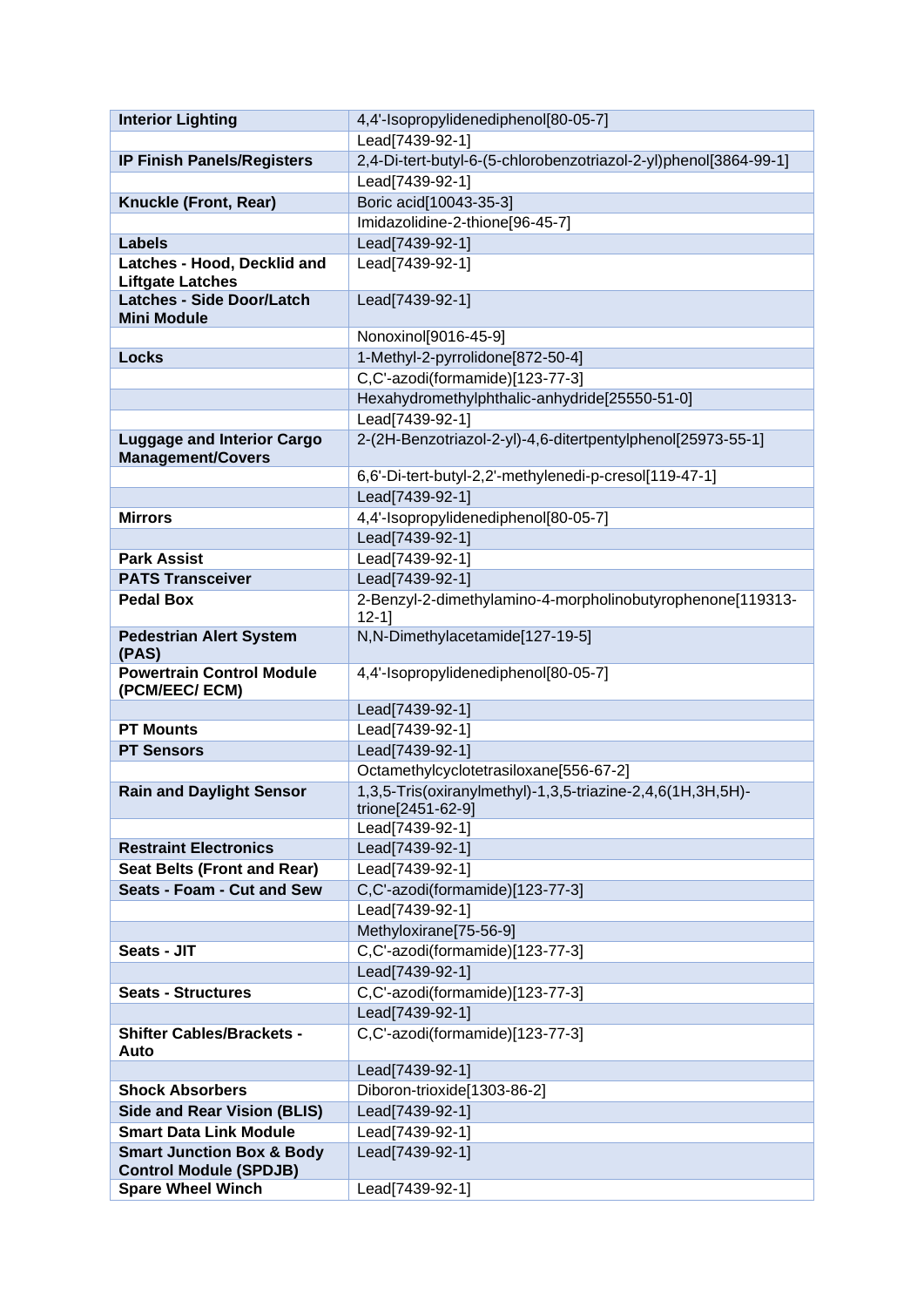| **Interior Lighting** | 4,4'-Isopropylidenediphenol[80-05-7] |
|---|---|
| | Lead[7439-92-1] |
| **IP Finish Panels/Registers** | 2,4-Di-tert-butyl-6-(5-chlorobenzotriazol-2-yl)phenol[3864-99-1] |
| | Lead[7439-92-1] |
| **Knuckle (Front, Rear)** | Boric acid[10043-35-3] |
| | Imidazolidine-2-thione[96-45-7] |
| **Labels** | Lead[7439-92-1] |
| **Latches - Hood, Decklid and Liftgate Latches** | Lead[7439-92-1] |
| **Latches - Side Door/Latch Mini Module** | Lead[7439-92-1] |
| | Nonoxinol[9016-45-9] |
| **Locks** | 1-Methyl-2-pyrrolidone[872-50-4] |
| | C,C'-azodi(formamide)[123-77-3] |
| | Hexahydromethylphthalic-anhydride[25550-51-0] |
| | Lead[7439-92-1] |
| **Luggage and Interior Cargo Management/Covers** | 2-(2H-Benzotriazol-2-yl)-4,6-ditertpentylphenol[25973-55-1] |
| | 6,6'-Di-tert-butyl-2,2'-methylenedi-p-cresol[119-47-1] |
| | Lead[7439-92-1] |
| **Mirrors** | 4,4'-Isopropylidenediphenol[80-05-7] |
| | Lead[7439-92-1] |
| **Park Assist** | Lead[7439-92-1] |
| **PATS Transceiver** | Lead[7439-92-1] |
| **Pedal Box** | 2-Benzyl-2-dimethylamino-4-morpholinobutyrophenone[119313-12-1] |
| **Pedestrian Alert System (PAS)** | N,N-Dimethylacetamide[127-19-5] |
| **Powertrain Control Module (PCM/EEC/ ECM)** | 4,4'-Isopropylidenediphenol[80-05-7] |
| | Lead[7439-92-1] |
| **PT Mounts** | Lead[7439-92-1] |
| **PT Sensors** | Lead[7439-92-1] |
| | Octamethylcyclotetrasiloxane[556-67-2] |
| **Rain and Daylight Sensor** | 1,3,5-Tris(oxiranylmethyl)-1,3,5-triazine-2,4,6(1H,3H,5H)-trione[2451-62-9] |
| | Lead[7439-92-1] |
| **Restraint Electronics** | Lead[7439-92-1] |
| **Seat Belts (Front and Rear)** | Lead[7439-92-1] |
| **Seats - Foam - Cut and Sew** | C,C'-azodi(formamide)[123-77-3] |
| | Lead[7439-92-1] |
| | Methyloxirane[75-56-9] |
| **Seats - JIT** | C,C'-azodi(formamide)[123-77-3] |
| | Lead[7439-92-1] |
| **Seats - Structures** | C,C'-azodi(formamide)[123-77-3] |
| | Lead[7439-92-1] |
| **Shifter Cables/Brackets - Auto** | C,C'-azodi(formamide)[123-77-3] |
| | Lead[7439-92-1] |
| **Shock Absorbers** | Diboron-trioxide[1303-86-2] |
| **Side and Rear Vision (BLIS)** | Lead[7439-92-1] |
| **Smart Data Link Module** | Lead[7439-92-1] |
| **Smart Junction Box & Body Control Module (SPDJB)** | Lead[7439-92-1] |
| **Spare Wheel Winch** | Lead[7439-92-1] |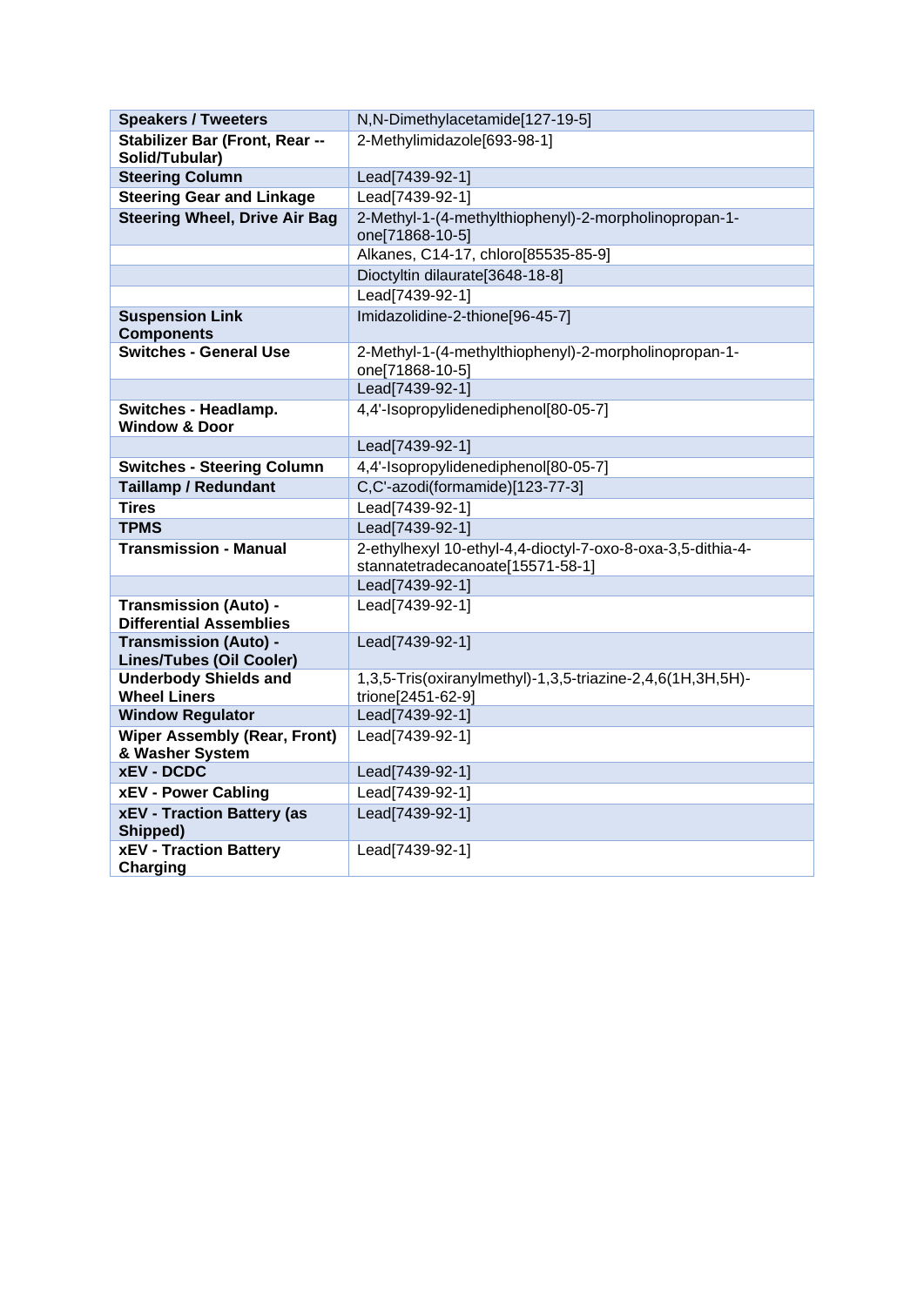| | |
|---|---|
| **Speakers / Tweeters** | N,N-Dimethylacetamide[127-19-5] |
| **Stabilizer Bar (Front, Rear -- Solid/Tubular)** | 2-Methylimidazole[693-98-1] |
| **Steering Column** | Lead[7439-92-1] |
| **Steering Gear and Linkage** | Lead[7439-92-1] |
| **Steering Wheel, Drive Air Bag** | 2-Methyl-1-(4-methylthiophenyl)-2-morpholinopropan-1-one[71868-10-5] |
| | Alkanes, C14-17, chloro[85535-85-9] |
| | Dioctyltin dilaurate[3648-18-8] |
| | Lead[7439-92-1] |
| **Suspension Link Components** | Imidazolidine-2-thione[96-45-7] |
| **Switches - General Use** | 2-Methyl-1-(4-methylthiophenyl)-2-morpholinopropan-1-one[71868-10-5] |
| | Lead[7439-92-1] |
| **Switches - Headlamp. Window & Door** | 4,4'-Isopropylidenediphenol[80-05-7] |
| | Lead[7439-92-1] |
| **Switches - Steering Column** | 4,4'-Isopropylidenediphenol[80-05-7] |
| **Taillamp / Redundant** | C,C'-azodi(formamide)[123-77-3] |
| **Tires** | Lead[7439-92-1] |
| **TPMS** | Lead[7439-92-1] |
| **Transmission - Manual** | 2-ethylhexyl 10-ethyl-4,4-dioctyl-7-oxo-8-oxa-3,5-dithia-4-stannatetradecanoate[15571-58-1] |
| | Lead[7439-92-1] |
| **Transmission (Auto) - Differential Assemblies** | Lead[7439-92-1] |
| **Transmission (Auto) - Lines/Tubes (Oil Cooler)** | Lead[7439-92-1] |
| **Underbody Shields and Wheel Liners** | 1,3,5-Tris(oxiranylmethyl)-1,3,5-triazine-2,4,6(1H,3H,5H)-trione[2451-62-9] |
| **Window Regulator** | Lead[7439-92-1] |
| **Wiper Assembly (Rear, Front) & Washer System** | Lead[7439-92-1] |
| **xEV - DCDC** | Lead[7439-92-1] |
| **xEV - Power Cabling** | Lead[7439-92-1] |
| **xEV - Traction Battery (as Shipped)** | Lead[7439-92-1] |
| **xEV - Traction Battery Charging** | Lead[7439-92-1] |